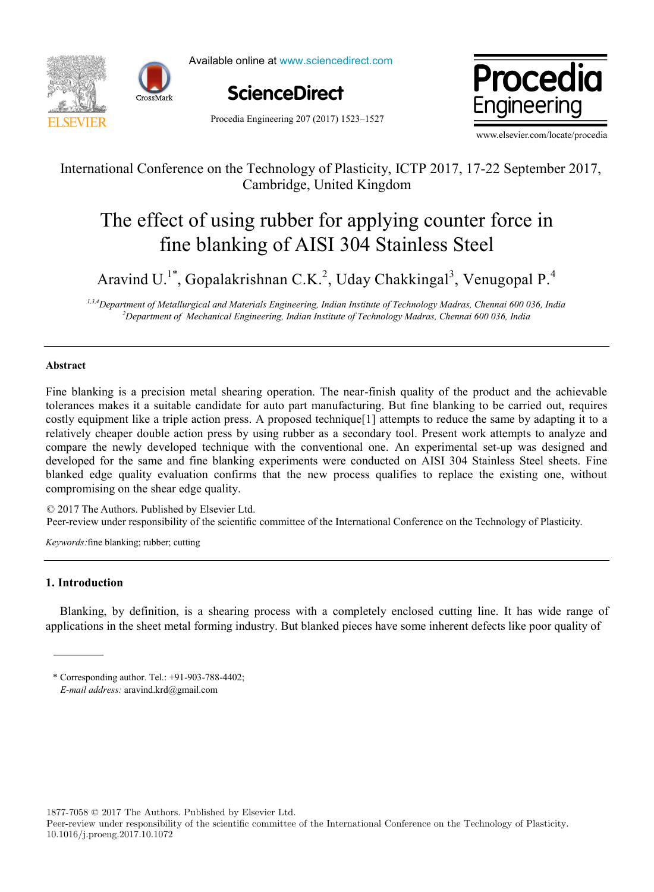International Conference on the Technology of Plasticity, ICTP 2017, 17-22 September 2017, Cambridge, United Kingdom

# The effect of using rubber for applying counter force in fine blanking of AISI 304 Stainless Steel

Aravind U.[1*], Gopalakrishnan C.K.[2], Uday Chakkingal[3], Venugopal P.[4]

*[1,3,4]Department of Metallurgical and Materials Engineering, Indian Institute of Technology Madras, Chennai 600 036, India*
*[2]Department of Mechanical Engineering, Indian Institute of Technology Madras, Chennai 600 036, India*

---

### Abstract

Fine blanking is a precision metal shearing operation. The near-finish quality of the product and the achievable tolerances makes it a suitable candidate for auto part manufacturing. But fine blanking to be carried out, requires costly equipment like a triple action press. A proposed technique[1] attempts to reduce the same by adapting it to a relatively cheaper double action press by using rubber as a secondary tool. Present work attempts to analyze and compare the newly developed technique with the conventional one. An experimental set-up was designed and developed for the same and fine blanking experiments were conducted on AISI 304 Stainless Steel sheets. Fine blanked edge quality evaluation confirms that the new process qualifies to replace the existing one, without compromising on the shear edge quality.

© 2017 The Authors. Published by Elsevier Ltd.
Peer-review under responsibility of the scientific committee of the International Conference on the Technology of Plasticity.

*Keywords:* fine blanking; rubber; cutting

---

## 1. Introduction

Blanking, by definition, is a shearing process with a completely enclosed cutting line. It has wide range of applications in the sheet metal forming industry. But blanked pieces have some inherent defects like poor quality of

---

\* Corresponding author. Tel.: +91-903-788-4402;
*E-mail address:* aravind.krd@gmail.com

1877-7058 © 2017 The Authors. Published by Elsevier Ltd.
Peer-review under responsibility of the scientific committee of the International Conference on the Technology of Plasticity.
10.1016/j.proeng.2017.10.1072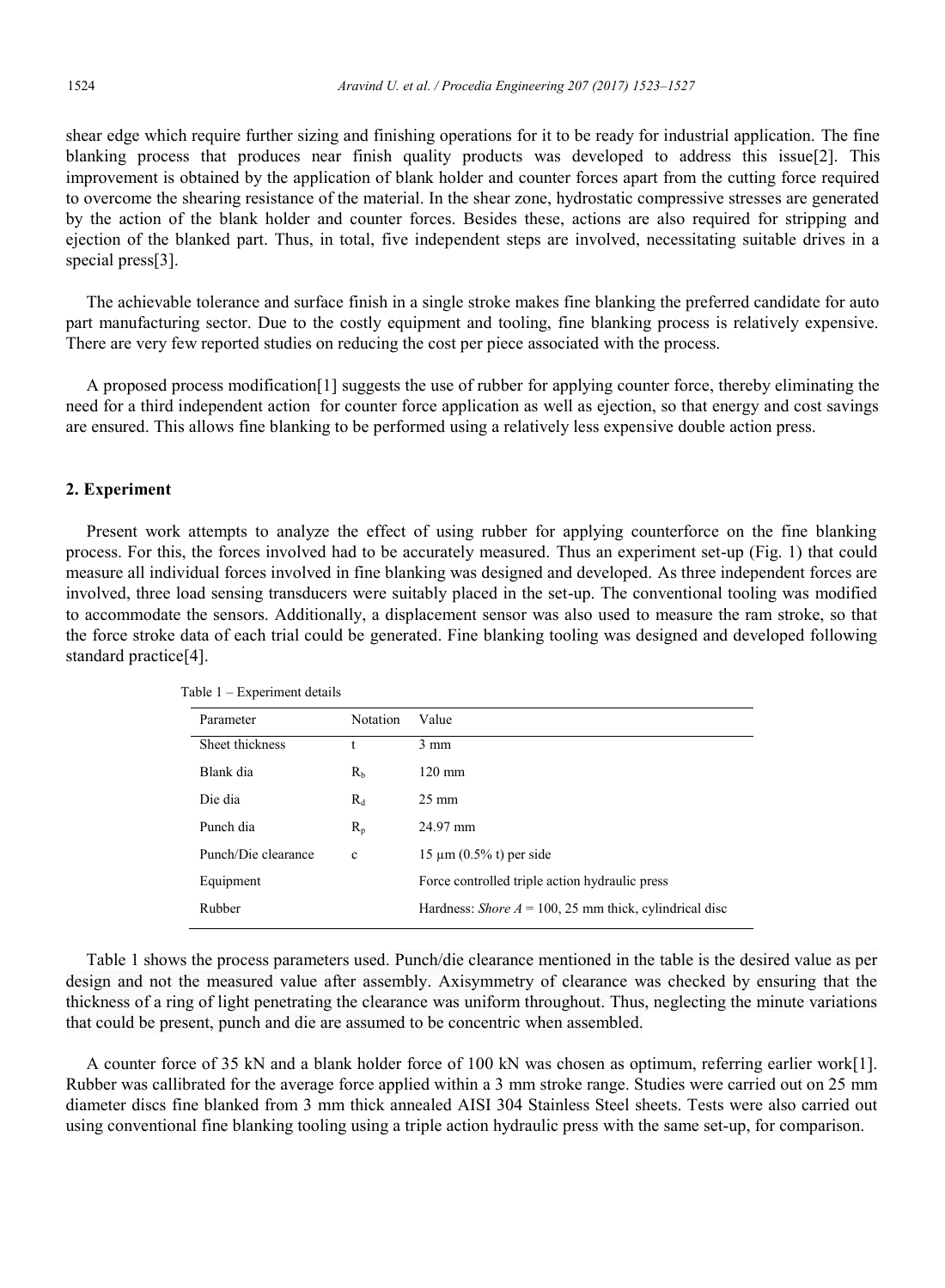shear edge which require further sizing and finishing operations for it to be ready for industrial application. The fine blanking process that produces near finish quality products was developed to address this issue[2]. This improvement is obtained by the application of blank holder and counter forces apart from the cutting force required to overcome the shearing resistance of the material. In the shear zone, hydrostatic compressive stresses are generated by the action of the blank holder and counter forces. Besides these, actions are also required for stripping and ejection of the blanked part. Thus, in total, five independent steps are involved, necessitating suitable drives in a special press[3].

The achievable tolerance and surface finish in a single stroke makes fine blanking the preferred candidate for auto part manufacturing sector. Due to the costly equipment and tooling, fine blanking process is relatively expensive. There are very few reported studies on reducing the cost per piece associated with the process.

A proposed process modification[1] suggests the use of rubber for applying counter force, thereby eliminating the need for a third independent action for counter force application as well as ejection, so that energy and cost savings are ensured. This allows fine blanking to be performed using a relatively less expensive double action press.

## 2. Experiment

Present work attempts to analyze the effect of using rubber for applying counterforce on the fine blanking process. For this, the forces involved had to be accurately measured. Thus an experiment set-up (Fig. 1) that could measure all individual forces involved in fine blanking was designed and developed. As three independent forces are involved, three load sensing transducers were suitably placed in the set-up. The conventional tooling was modified to accommodate the sensors. Additionally, a displacement sensor was also used to measure the ram stroke, so that the force stroke data of each trial could be generated. Fine blanking tooling was designed and developed following standard practice[4].

Table 1 – Experiment details

| Parameter | Notation | Value |
|---|---|---|
| Sheet thickness | $t$ | 3 mm |
| Blank dia | $R_b$ | 120 mm |
| Die dia | $R_d$ | 25 mm |
| Punch dia | $R_p$ | 24.97 mm |
| Punch/Die clearance | $c$ | 15 μm (0.5% t) per side |
| Equipment | | Force controlled triple action hydraulic press |
| Rubber | | Hardness: *Shore A* = 100, 25 mm thick, cylindrical disc |

Table 1 shows the process parameters used. Punch/die clearance mentioned in the table is the desired value as per design and not the measured value after assembly. Axisymmetry of clearance was checked by ensuring that the thickness of a ring of light penetrating the clearance was uniform throughout. Thus, neglecting the minute variations that could be present, punch and die are assumed to be concentric when assembled.

A counter force of 35 kN and a blank holder force of 100 kN was chosen as optimum, referring earlier work[1]. Rubber was callibrated for the average force applied within a 3 mm stroke range. Studies were carried out on 25 mm diameter discs fine blanked from 3 mm thick annealed AISI 304 Stainless Steel sheets. Tests were also carried out using conventional fine blanking tooling using a triple action hydraulic press with the same set-up, for comparison.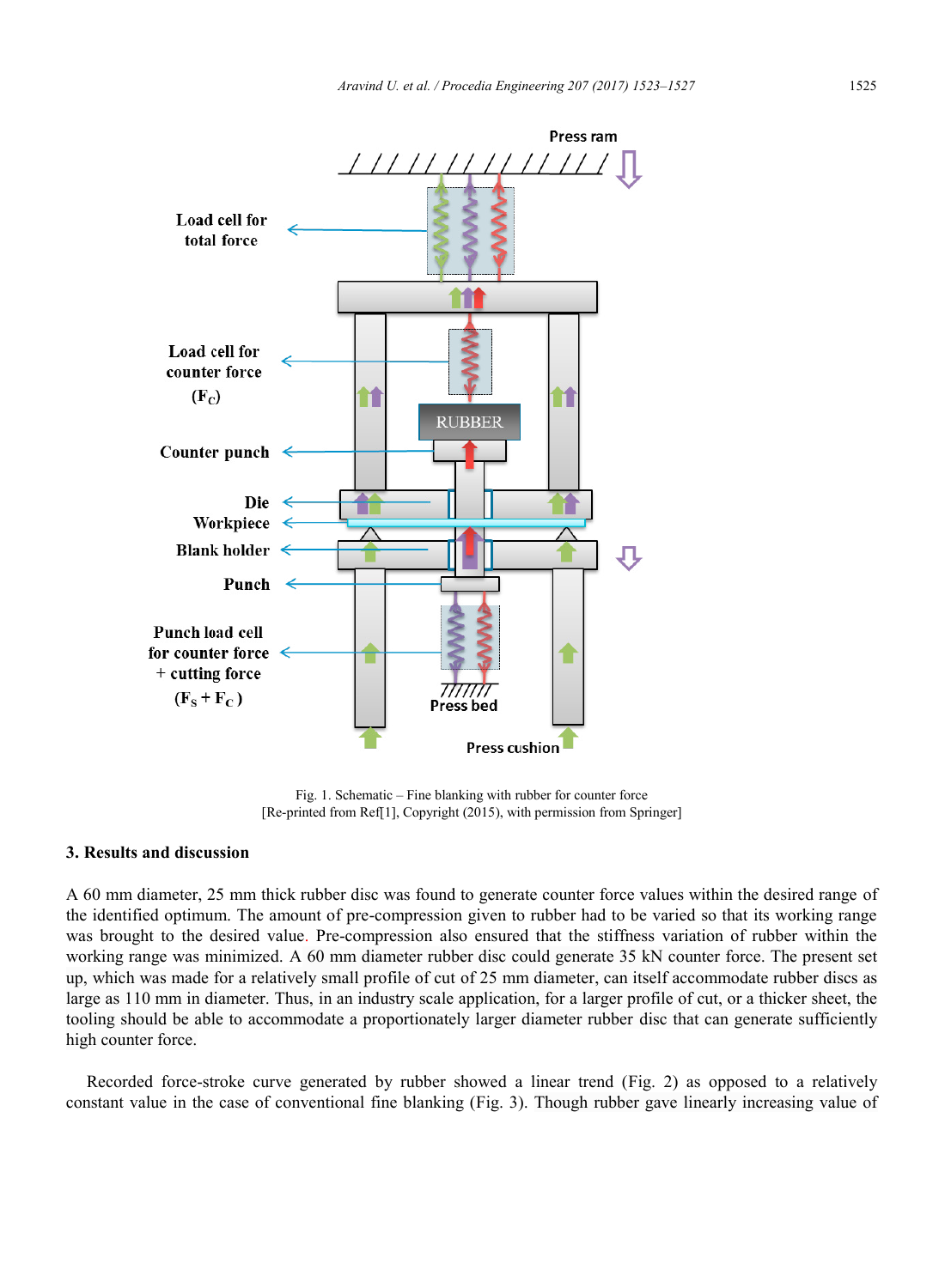Fig. 1. Schematic – Fine blanking with rubber for counter force
[Re-printed from Ref[1], Copyright (2015), with permission from Springer]

## 3. Results and discussion

A 60 mm diameter, 25 mm thick rubber disc was found to generate counter force values within the desired range of the identified optimum. The amount of pre-compression given to rubber had to be varied so that its working range was brought to the desired value. Pre-compression also ensured that the stiffness variation of rubber within the working range was minimized. A 60 mm diameter rubber disc could generate 35 kN counter force. The present set up, which was made for a relatively small profile of cut of 25 mm diameter, can itself accommodate rubber discs as large as 110 mm in diameter. Thus, in an industry scale application, for a larger profile of cut, or a thicker sheet, the tooling should be able to accommodate a proportionately larger diameter rubber disc that can generate sufficiently high counter force.

Recorded force-stroke curve generated by rubber showed a linear trend (Fig. 2) as opposed to a relatively constant value in the case of conventional fine blanking (Fig. 3). Though rubber gave linearly increasing value of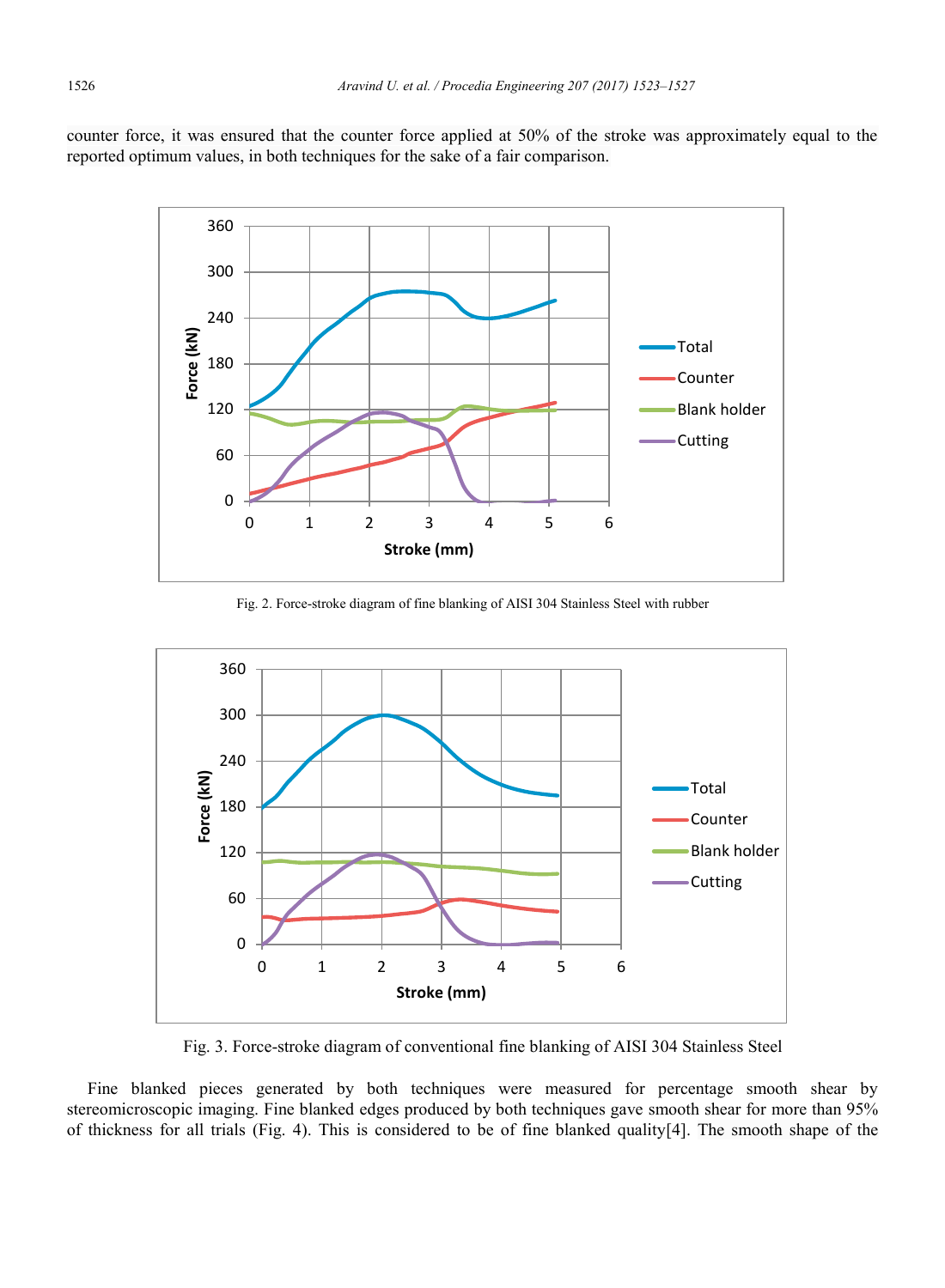counter force, it was ensured that the counter force applied at 50% of the stroke was approximately equal to the reported optimum values, in both techniques for the sake of a fair comparison.

Fig. 2. Force-stroke diagram of fine blanking of AISI 304 Stainless Steel with rubber

Fig. 3. Force-stroke diagram of conventional fine blanking of AISI 304 Stainless Steel

Fine blanked pieces generated by both techniques were measured for percentage smooth shear by stereomicroscopic imaging. Fine blanked edges produced by both techniques gave smooth shear for more than 95% of thickness for all trials (Fig. 4). This is considered to be of fine blanked quality[4]. The smooth shape of the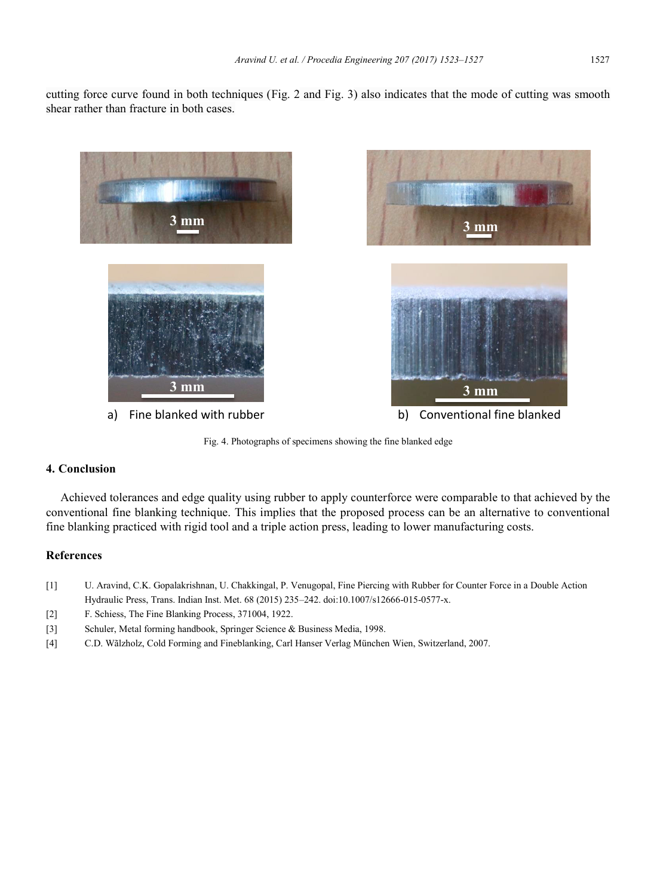cutting force curve found in both techniques (Fig. 2 and Fig. 3) also indicates that the mode of cutting was smooth shear rather than fracture in both cases.

3 mm

3 mm

3 mm

3 mm

a) Fine blanked with rubber

b) Conventional fine blanked

Fig. 4. Photographs of specimens showing the fine blanked edge

## 4. Conclusion

Achieved tolerances and edge quality using rubber to apply counterforce were comparable to that achieved by the conventional fine blanking technique. This implies that the proposed process can be an alternative to conventional fine blanking practiced with rigid tool and a triple action press, leading to lower manufacturing costs.

## References

[1] U. Aravind, C.K. Gopalakrishnan, U. Chakkingal, P. Venugopal, Fine Piercing with Rubber for Counter Force in a Double Action Hydraulic Press, Trans. Indian Inst. Met. 68 (2015) 235–242. doi:10.1007/s12666-015-0577-x.

[2] F. Schiess, The Fine Blanking Process, 371004, 1922.

[3] Schuler, Metal forming handbook, Springer Science & Business Media, 1998.

[4] C.D. Wälzholz, Cold Forming and Fineblanking, Carl Hanser Verlag München Wien, Switzerland, 2007.